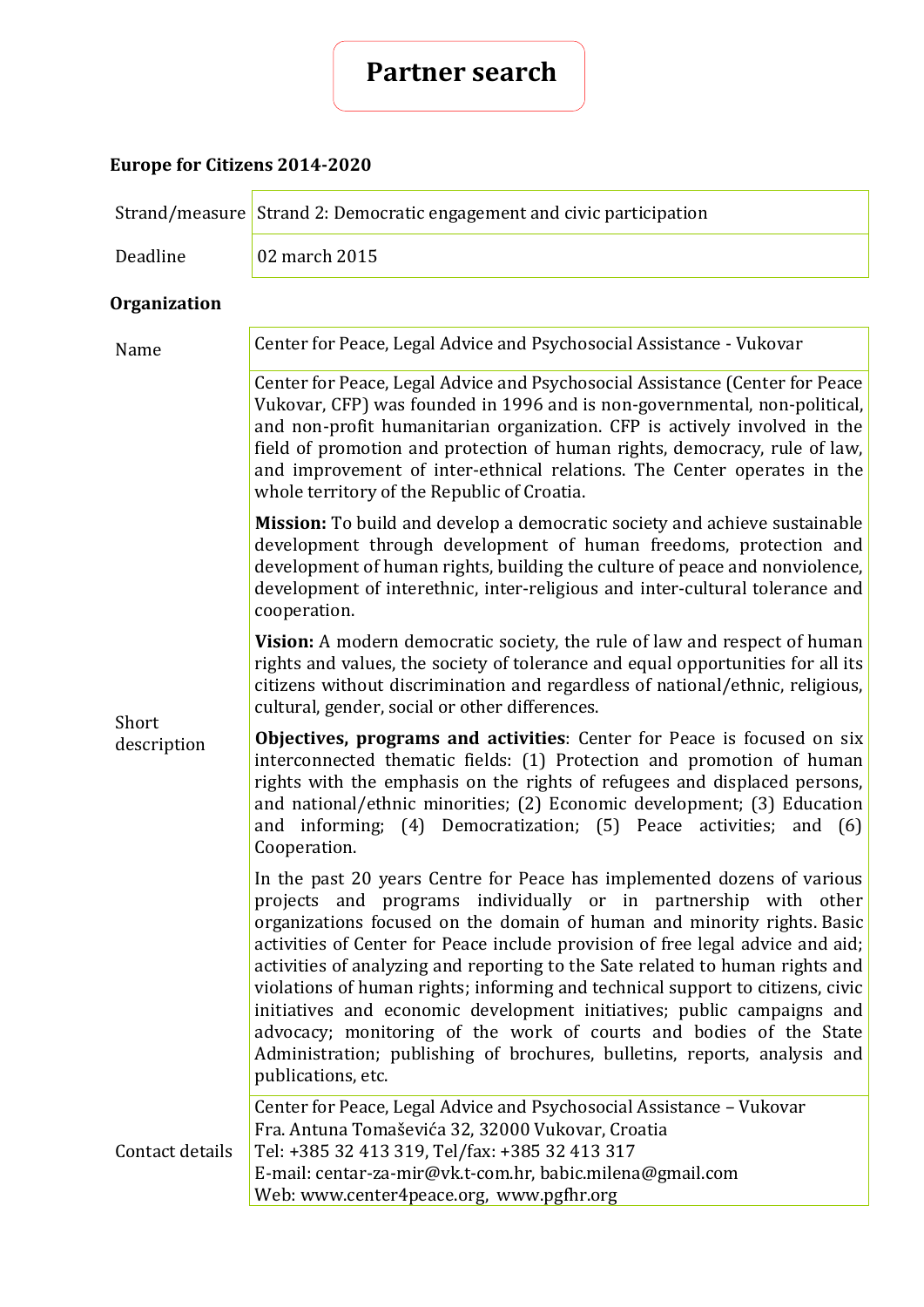# Partner search

**Europe for Citizens 2014-2020**

| Strand/measure | Strand 2: Democratic engagement and civic participation |
| --- | --- |
| Deadline | 02 march 2015 |

**Organization**

| | |
| --- | --- |
| Name | Center for Peace, Legal Advice and Psychosocial Assistance - Vukovar |
| Short description | Center for Peace, Legal Advice and Psychosocial Assistance (Center for Peace Vukovar, CFP) was founded in 1996 and is non-governmental, non-political, and non-profit humanitarian organization. CFP is actively involved in the field of promotion and protection of human rights, democracy, rule of law, and improvement of inter-ethnical relations. The Center operates in the whole territory of the Republic of Croatia.<br><br>**Mission:** To build and develop a democratic society and achieve sustainable development through development of human freedoms, protection and development of human rights, building the culture of peace and nonviolence, development of interethnic, inter-religious and inter-cultural tolerance and cooperation.<br><br>**Vision:** A modern democratic society, the rule of law and respect of human rights and values, the society of tolerance and equal opportunities for all its citizens without discrimination and regardless of national/ethnic, religious, cultural, gender, social or other differences.<br><br>**Objectives, programs and activities**: Center for Peace is focused on six interconnected thematic fields: (1) Protection and promotion of human rights with the emphasis on the rights of refugees and displaced persons, and national/ethnic minorities; (2) Economic development; (3) Education and informing; (4) Democratization; (5) Peace activities; and (6) Cooperation.<br><br>In the past 20 years Centre for Peace has implemented dozens of various projects and programs individually or in partnership with other organizations focused on the domain of human and minority rights. Basic activities of Center for Peace include provision of free legal advice and aid; activities of analyzing and reporting to the Sate related to human rights and violations of human rights; informing and technical support to citizens, civic initiatives and economic development initiatives; public campaigns and advocacy; monitoring of the work of courts and bodies of the State Administration; publishing of brochures, bulletins, reports, analysis and publications, etc. |
| Contact details | Center for Peace, Legal Advice and Psychosocial Assistance – Vukovar<br>Fra. Antuna Tomaševića 32, 32000 Vukovar, Croatia<br>Tel: +385 32 413 319, Tel/fax: +385 32 413 317<br>E-mail: centar-za-mir@vk.t-com.hr, babic.milena@gmail.com<br>Web: www.center4peace.org, www.pgfhr.org |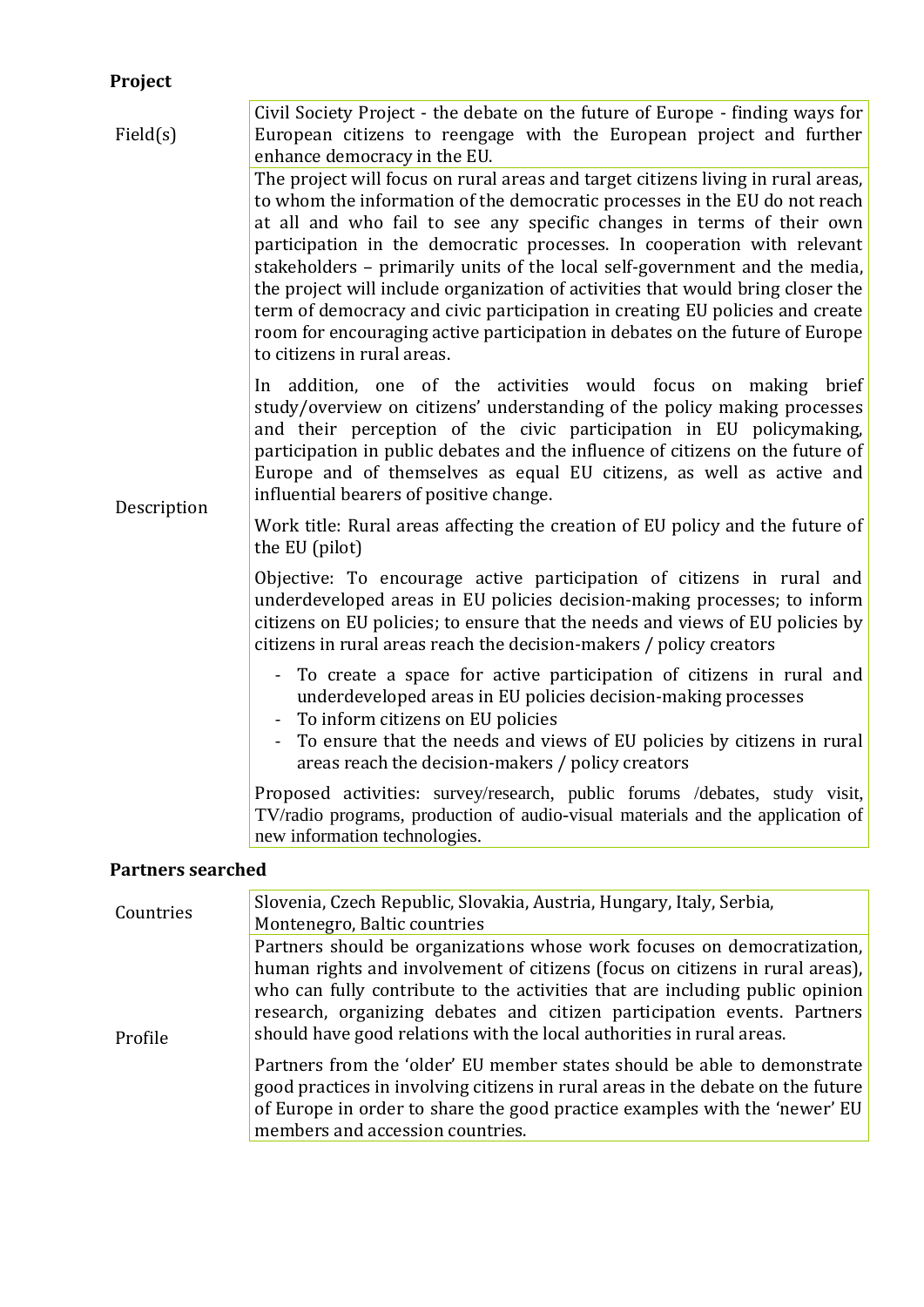**Project**

| | |
|---|---|
| Field(s) | Civil Society Project - the debate on the future of Europe - finding ways for European citizens to reengage with the European project and further enhance democracy in the EU. |
| Description | The project will focus on rural areas and target citizens living in rural areas, to whom the information of the democratic processes in the EU do not reach at all and who fail to see any specific changes in terms of their own participation in the democratic processes. In cooperation with relevant stakeholders – primarily units of the local self-government and the media, the project will include organization of activities that would bring closer the term of democracy and civic participation in creating EU policies and create room for encouraging active participation in debates on the future of Europe to citizens in rural areas.<br><br>In addition, one of the activities would focus on making brief study/overview on citizens' understanding of the policy making processes and their perception of the civic participation in EU policymaking, participation in public debates and the influence of citizens on the future of Europe and of themselves as equal EU citizens, as well as active and influential bearers of positive change.<br><br>Work title: Rural areas affecting the creation of EU policy and the future of the EU (pilot)<br><br>Objective: To encourage active participation of citizens in rural and underdeveloped areas in EU policies decision-making processes; to inform citizens on EU policies; to ensure that the needs and views of EU policies by citizens in rural areas reach the decision-makers / policy creators<br><br>- To create a space for active participation of citizens in rural and underdeveloped areas in EU policies decision-making processes<br>- To inform citizens on EU policies<br>- To ensure that the needs and views of EU policies by citizens in rural areas reach the decision-makers / policy creators<br><br>Proposed activities: survey/research, public forums /debates, study visit, TV/radio programs, production of audio-visual materials and the application of new information technologies. |

**Partners searched**

| | |
|---|---|
| Countries | Slovenia, Czech Republic, Slovakia, Austria, Hungary, Italy, Serbia, Montenegro, Baltic countries |
| Profile | Partners should be organizations whose work focuses on democratization, human rights and involvement of citizens (focus on citizens in rural areas), who can fully contribute to the activities that are including public opinion research, organizing debates and citizen participation events. Partners should have good relations with the local authorities in rural areas.<br><br>Partners from the 'older' EU member states should be able to demonstrate good practices in involving citizens in rural areas in the debate on the future of Europe in order to share the good practice examples with the 'newer' EU members and accession countries. |